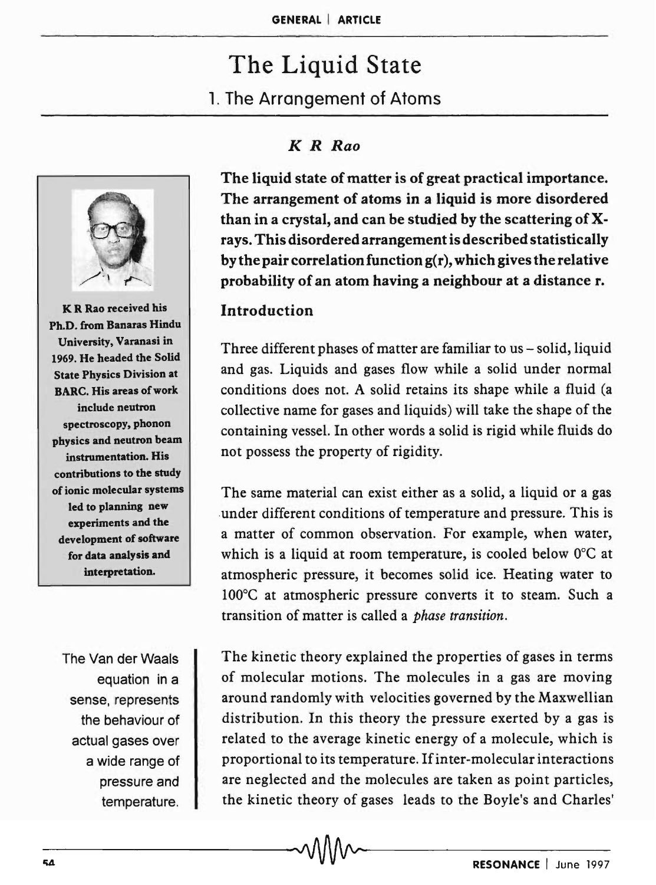# The Liquid State

## 1. The Arrangement of Atoms

*K R Rao*

**The liquid state of matter is of great practical importance. The arrangement of atoms in a liquid is more disordered than in a crystal, and can be studied by the scattering of X-rays. This disordered arrangement is described statistically by the pair correlation function g(r), which gives the relative probability of an atom having a neighbour at a distance r.**

**K R Rao received his Ph.D. from Banaras Hindu University, Varanasi in 1969. He headed the Solid State Physics Division at BARC. His areas of work include neutron spectroscopy, phonon physics and neutron beam instrumentation. His contributions to the study of ionic molecular systems led to planning new experiments and the development of software for data analysis and interpretation.**

### Introduction

Three different phases of matter are familiar to us – solid, liquid and gas. Liquids and gases flow while a solid under normal conditions does not. A solid retains its shape while a fluid (a collective name for gases and liquids) will take the shape of the containing vessel. In other words a solid is rigid while fluids do not possess the property of rigidity.

The same material can exist either as a solid, a liquid or a gas under different conditions of temperature and pressure. This is a matter of common observation. For example, when water, which is a liquid at room temperature, is cooled below 0°C at atmospheric pressure, it becomes solid ice. Heating water to 100°C at atmospheric pressure converts it to steam. Such a transition of matter is called a *phase transition*.

The Van der Waals equation in a sense, represents the behaviour of actual gases over a wide range of pressure and temperature.

The kinetic theory explained the properties of gases in terms of molecular motions. The molecules in a gas are moving around randomly with velocities governed by the Maxwellian distribution. In this theory the pressure exerted by a gas is related to the average kinetic energy of a molecule, which is proportional to its temperature. If inter-molecular interactions are neglected and the molecules are taken as point particles, the kinetic theory of gases leads to the Boyle's and Charles'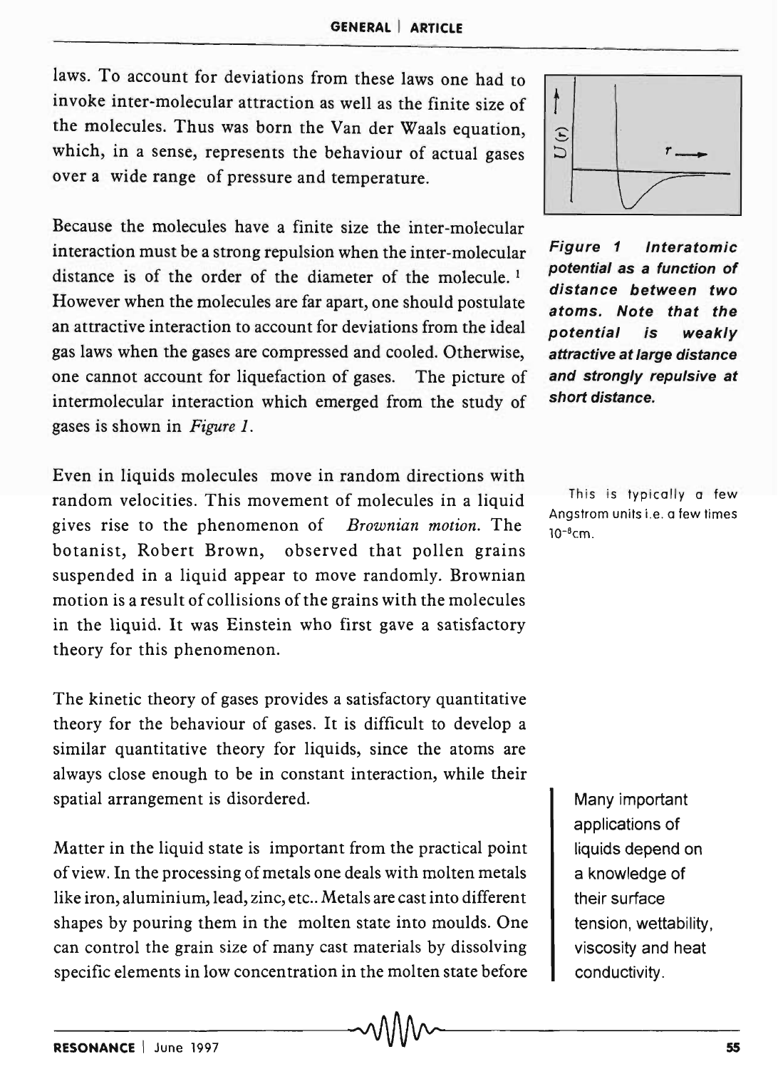laws. To account for deviations from these laws one had to invoke inter-molecular attraction as well as the finite size of the molecules. Thus was born the Van der Waals equation, which, in a sense, represents the behaviour of actual gases over a wide range of pressure and temperature.

Because the molecules have a finite size the inter-molecular interaction must be a strong repulsion when the inter-molecular distance is of the order of the diameter of the molecule. [1] However when the molecules are far apart, one should postulate an attractive interaction to account for deviations from the ideal gas laws when the gases are compressed and cooled. Otherwise, one cannot account for liquefaction of gases. The picture of intermolecular interaction which emerged from the study of gases is shown in *Figure 1*.

**Figure 1 Interatomic potential as a function of distance between two atoms. Note that the potential is weakly attractive at large distance and strongly repulsive at short distance.**

[1] This is typically a few Angstrom units i.e. a few times $10^{-8}$cm.

Even in liquids molecules move in random directions with random velocities. This movement of molecules in a liquid gives rise to the phenomenon of *Brownian motion*. The botanist, Robert Brown, observed that pollen grains suspended in a liquid appear to move randomly. Brownian motion is a result of collisions of the grains with the molecules in the liquid. It was Einstein who first gave a satisfactory theory for this phenomenon.

The kinetic theory of gases provides a satisfactory quantitative theory for the behaviour of gases. It is difficult to develop a similar quantitative theory for liquids, since the atoms are always close enough to be in constant interaction, while their spatial arrangement is disordered.

Many important applications of liquids depend on a knowledge of their surface tension, wettability, viscosity and heat conductivity.

Matter in the liquid state is important from the practical point of view. In the processing of metals one deals with molten metals like iron, aluminium, lead, zinc, etc.. Metals are cast into different shapes by pouring them in the molten state into moulds. One can control the grain size of many cast materials by dissolving specific elements in low concentration in the molten state before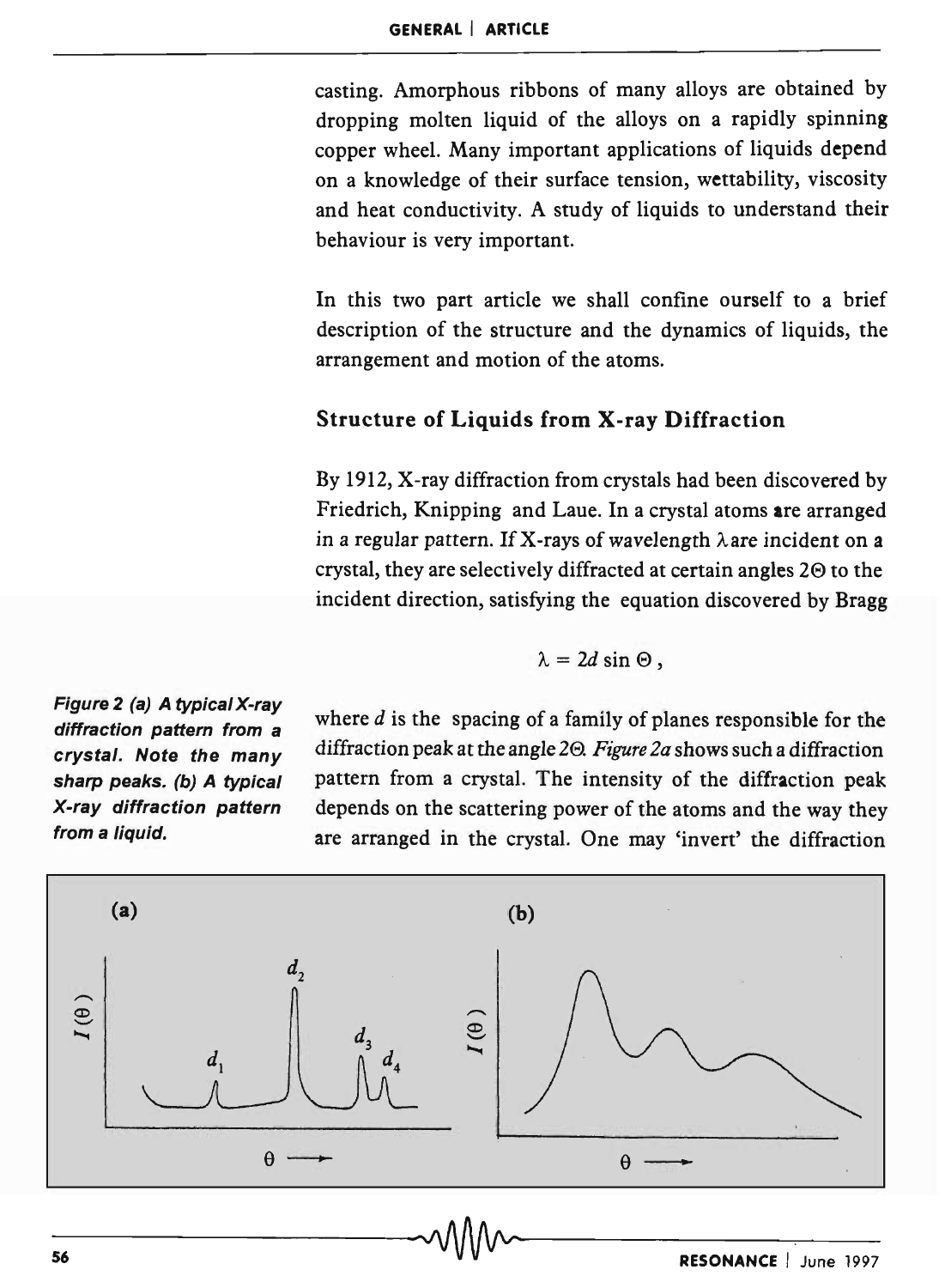casting. Amorphous ribbons of many alloys are obtained by dropping molten liquid of the alloys on a rapidly spinning copper wheel. Many important applications of liquids depend on a knowledge of their surface tension, wettability, viscosity and heat conductivity. A study of liquids to understand their behaviour is very important.

In this two part article we shall confine ourself to a brief description of the structure and the dynamics of liquids, the arrangement and motion of the atoms.

## Structure of Liquids from X-ray Diffraction

By 1912, X-ray diffraction from crystals had been discovered by Friedrich, Knipping and Laue. In a crystal atoms are arranged in a regular pattern. If X-rays of wavelength $\lambda$ are incident on a crystal, they are selectively diffracted at certain angles $2\Theta$ to the incident direction, satisfying the equation discovered by Bragg

$$\lambda = 2d \sin \Theta ,$$

where $d$ is the spacing of a family of planes responsible for the diffraction peak at the angle $2\Theta$. *Figure 2a* shows such a diffraction pattern from a crystal. The intensity of the diffraction peak depends on the scattering power of the atoms and the way they are arranged in the crystal. One may 'invert' the diffraction

***Figure 2 (a) A typical X-ray diffraction pattern from a crystal. Note the many sharp peaks. (b) A typical X-ray diffraction pattern from a liquid.***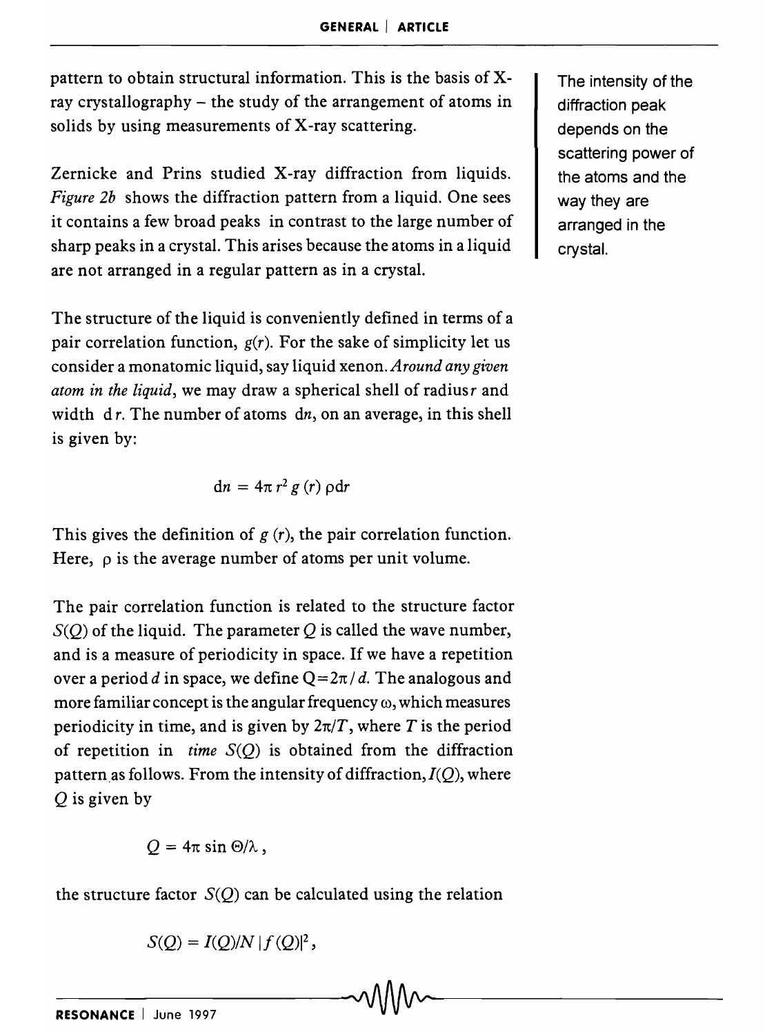pattern to obtain structural information. This is the basis of X-ray crystallography – the study of the arrangement of atoms in solids by using measurements of X-ray scattering.

The intensity of the diffraction peak depends on the scattering power of the atoms and the way they are arranged in the crystal.

Zernicke and Prins studied X-ray diffraction from liquids. *Figure 2b* shows the diffraction pattern from a liquid. One sees it contains a few broad peaks in contrast to the large number of sharp peaks in a crystal. This arises because the atoms in a liquid are not arranged in a regular pattern as in a crystal.

The structure of the liquid is conveniently defined in terms of a pair correlation function, $g(r)$. For the sake of simplicity let us consider a monatomic liquid, say liquid xenon. *Around any given atom in the liquid*, we may draw a spherical shell of radius $r$ and width $dr$. The number of atoms $dn$, on an average, in this shell is given by:

$$dn = 4\pi r^2 g(r) \rho dr$$

This gives the definition of $g(r)$, the pair correlation function. Here, $\rho$ is the average number of atoms per unit volume.

The pair correlation function is related to the structure factor $S(Q)$ of the liquid. The parameter $Q$ is called the wave number, and is a measure of periodicity in space. If we have a repetition over a period $d$ in space, we define $Q = 2\pi / d$. The analogous and more familiar concept is the angular frequency $\omega$, which measures periodicity in time, and is given by $2\pi/T$, where $T$ is the period of repetition in *time* $S(Q)$ is obtained from the diffraction pattern as follows. From the intensity of diffraction, $I(Q)$, where $Q$ is given by

$$Q = 4\pi \sin \Theta / \lambda,$$

the structure factor $S(Q)$ can be calculated using the relation

$$S(Q) = I(Q)/N \, |f(Q)|^2,$$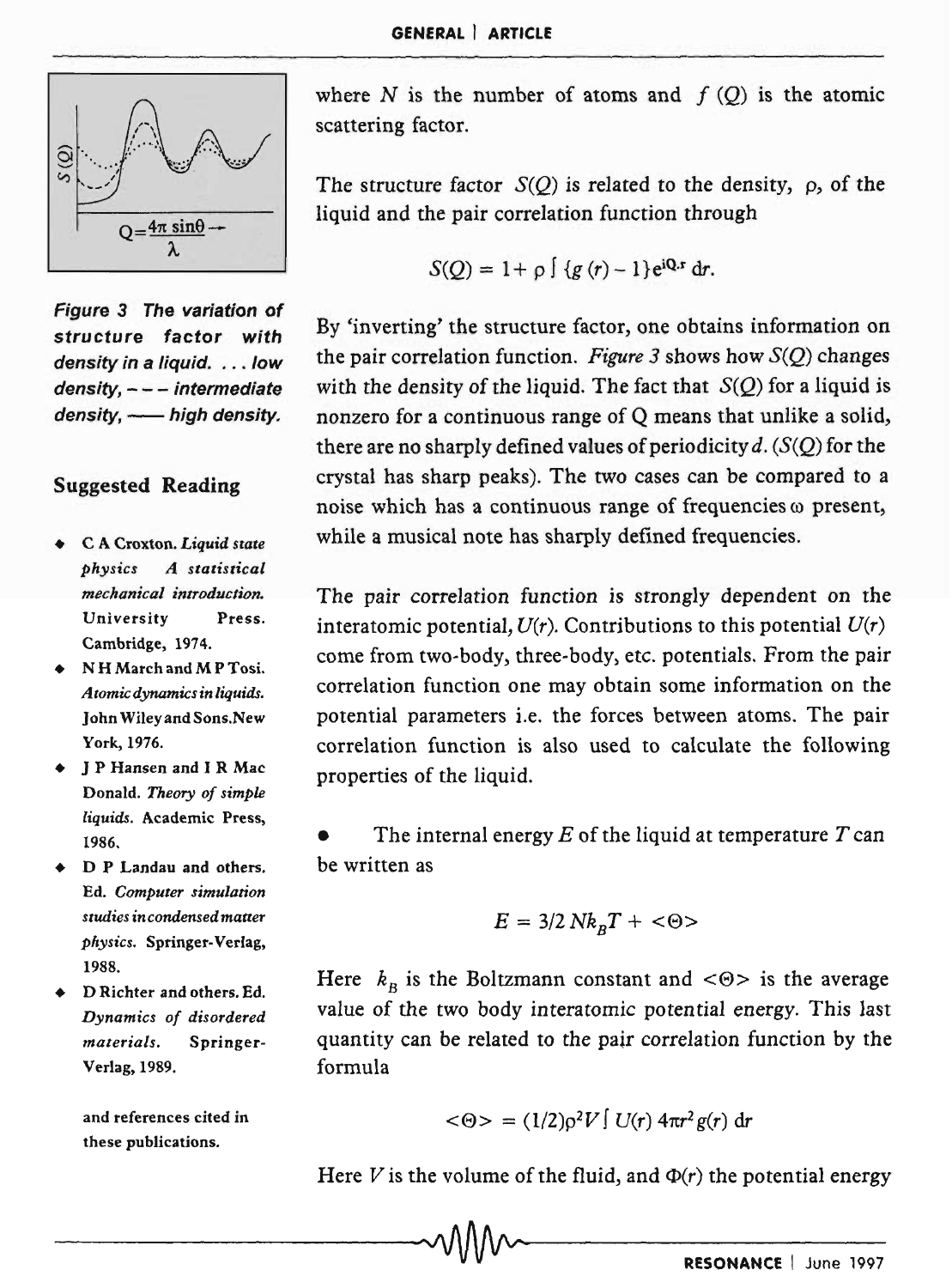Figure 3 The variation of structure factor with density in a liquid. ... low density, – – – intermediate density, —— high density.

where $N$ is the number of atoms and $f(Q)$ is the atomic scattering factor.

The structure factor $S(Q)$ is related to the density, $\rho$, of the liquid and the pair correlation function through

$$S(Q) = 1 + \rho \int \{g(r) - 1\} e^{i\mathbf{Q}.\mathbf{r}}\, d\mathbf{r}.$$

By 'inverting' the structure factor, one obtains information on the pair correlation function. *Figure 3* shows how $S(Q)$ changes with the density of the liquid. The fact that $S(Q)$ for a liquid is nonzero for a continuous range of Q means that unlike a solid, there are no sharply defined values of periodicity $d$. ($S(Q)$ for the crystal has sharp peaks). The two cases can be compared to a noise which has a continuous range of frequencies $\omega$ present, while a musical note has sharply defined frequencies.

The pair correlation function is strongly dependent on the interatomic potential, $U(r)$. Contributions to this potential $U(r)$ come from two-body, three-body, etc. potentials. From the pair correlation function one may obtain some information on the potential parameters i.e. the forces between atoms. The pair correlation function is also used to calculate the following properties of the liquid.

- The internal energy $E$ of the liquid at temperature $T$ can be written as

$$E = 3/2\, Nk_BT + <\Theta>$$

Here $k_B$ is the Boltzmann constant and $<\Theta>$ is the average value of the two body interatomic potential energy. This last quantity can be related to the pair correlation function by the formula

$$<\Theta> = (1/2)\rho^2 V \int U(r)\, 4\pi r^2 g(r)\, dr$$

Here $V$ is the volume of the fluid, and $\Phi(r)$ the potential energy

## Suggested Reading

- C A Croxton. *Liquid state physics A statistical mechanical introduction.* University Press. Cambridge, 1974.
- N H March and M P Tosi. *Atomic dynamics in liquids.* John Wiley and Sons. New York, 1976.
- J P Hansen and I R Mac Donald. *Theory of simple liquids.* Academic Press, 1986.
- D P Landau and others. Ed. *Computer simulation studies in condensed matter physics.* Springer-Verlag, 1988.
- D Richter and others. Ed. *Dynamics of disordered materials.* Springer-Verlag, 1989.

and references cited in these publications.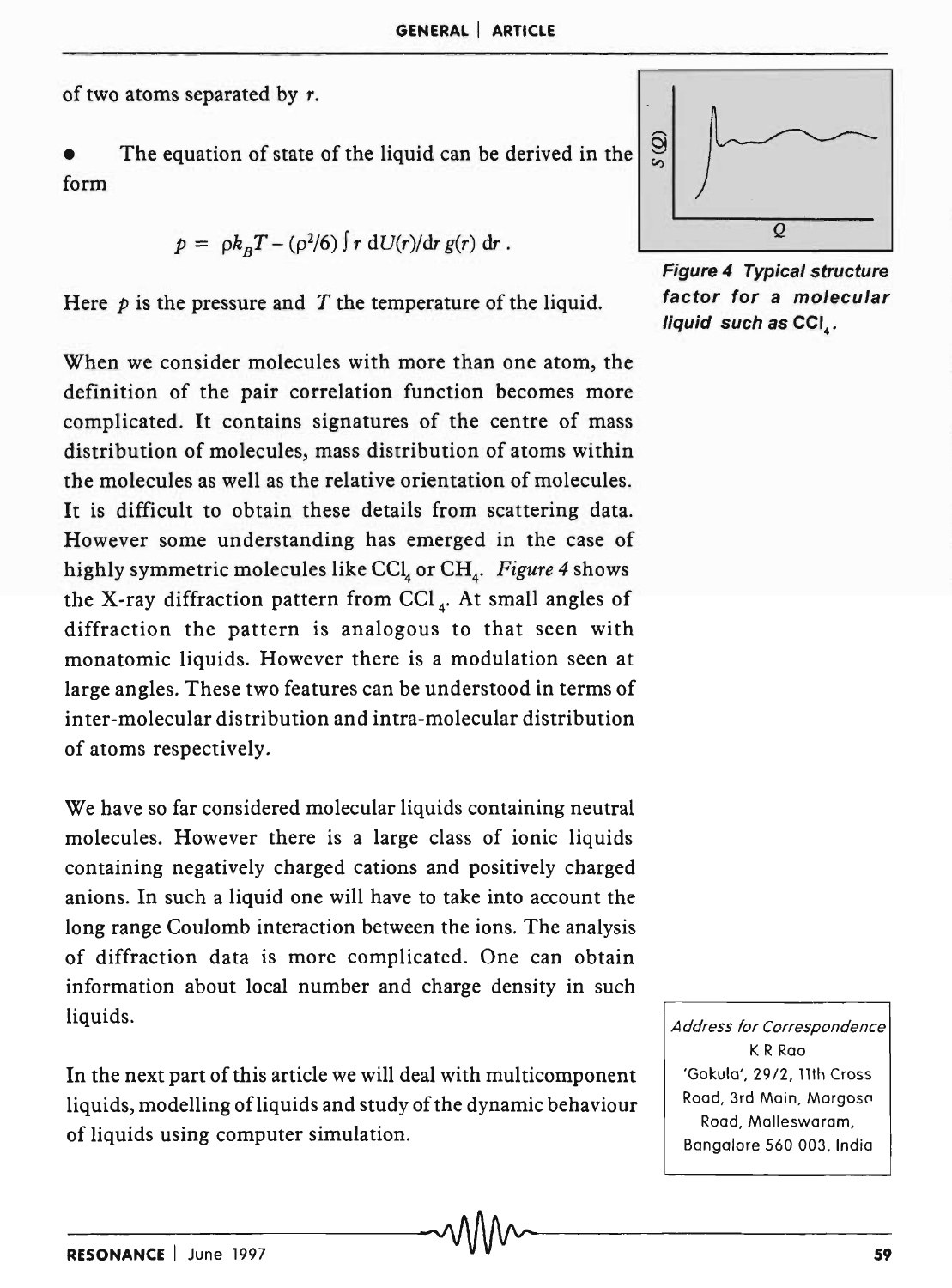of two atoms separated by $r$.

- The equation of state of the liquid can be derived in the form

$$p = \rho k_B T - (\rho^2/6) \int r \, dU(r)/dr \, g(r) \, dr .$$

Here $p$ is the pressure and $T$ the temperature of the liquid.

S (Q)

Q

**Figure 4 Typical structure factor for a molecular liquid such as $CCl_4$.**

When we consider molecules with more than one atom, the definition of the pair correlation function becomes more complicated. It contains signatures of the centre of mass distribution of molecules, mass distribution of atoms within the molecules as well as the relative orientation of molecules. It is difficult to obtain these details from scattering data. However some understanding has emerged in the case of highly symmetric molecules like $CCl_4$ or $CH_4$. *Figure 4* shows the X-ray diffraction pattern from $CCl_4$. At small angles of diffraction the pattern is analogous to that seen with monatomic liquids. However there is a modulation seen at large angles. These two features can be understood in terms of inter-molecular distribution and intra-molecular distribution of atoms respectively.

We have so far considered molecular liquids containing neutral molecules. However there is a large class of ionic liquids containing negatively charged cations and positively charged anions. In such a liquid one will have to take into account the long range Coulomb interaction between the ions. The analysis of diffraction data is more complicated. One can obtain information about local number and charge density in such liquids.

In the next part of this article we will deal with multicomponent liquids, modelling of liquids and study of the dynamic behaviour of liquids using computer simulation.

*Address for Correspondence*
K R Rao
'Gokula', 29/2, 11th Cross Road, 3rd Main, Margosa Road, Malleswaram, Bangalore 560 003, India